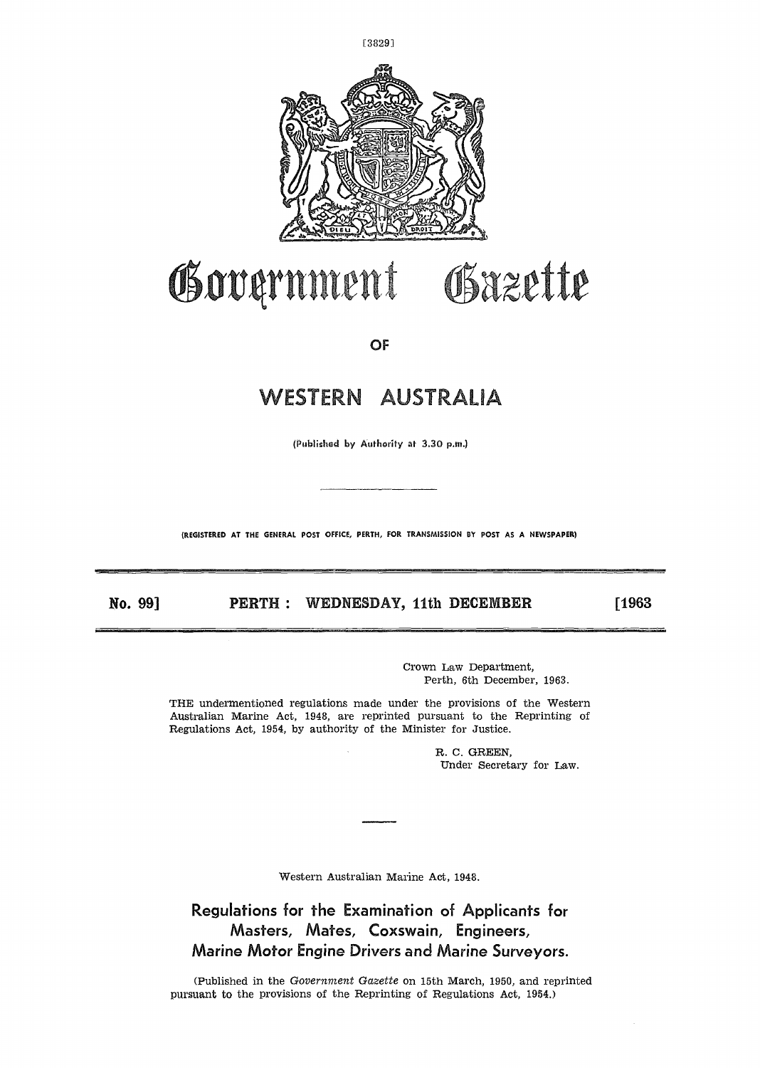# Government Gazette

OF

# WESTERN AUSTRALIA

(Published by Authority at 3.30 p.m.)

(REGISTERED AT THE GENERAL POST OFFICE, PERTH, FOR TRANSMISSION BY POST AS A NEWSPAPER)

**No. 99] PERTH : WEDNESDAY, 11th DECEMBER [1963**

Crown Law Department,
Perth, 6th December, 1963.

THE undermentioned regulations made under the provisions of the Western Australian Marine Act, 1948, are reprinted pursuant to the Reprinting of Regulations Act, 1954, by authority of the Minister for Justice.

R. C. GREEN,
Under Secretary for Law.

---

Western Australian Marine Act, 1948.

## Regulations for the Examination of Applicants for Masters, Mates, Coxswain, Engineers, Marine Motor Engine Drivers and Marine Surveyors.

(Published in the *Government Gazette* on 15th March, 1950, and reprinted pursuant to the provisions of the Reprinting of Regulations Act, 1954.)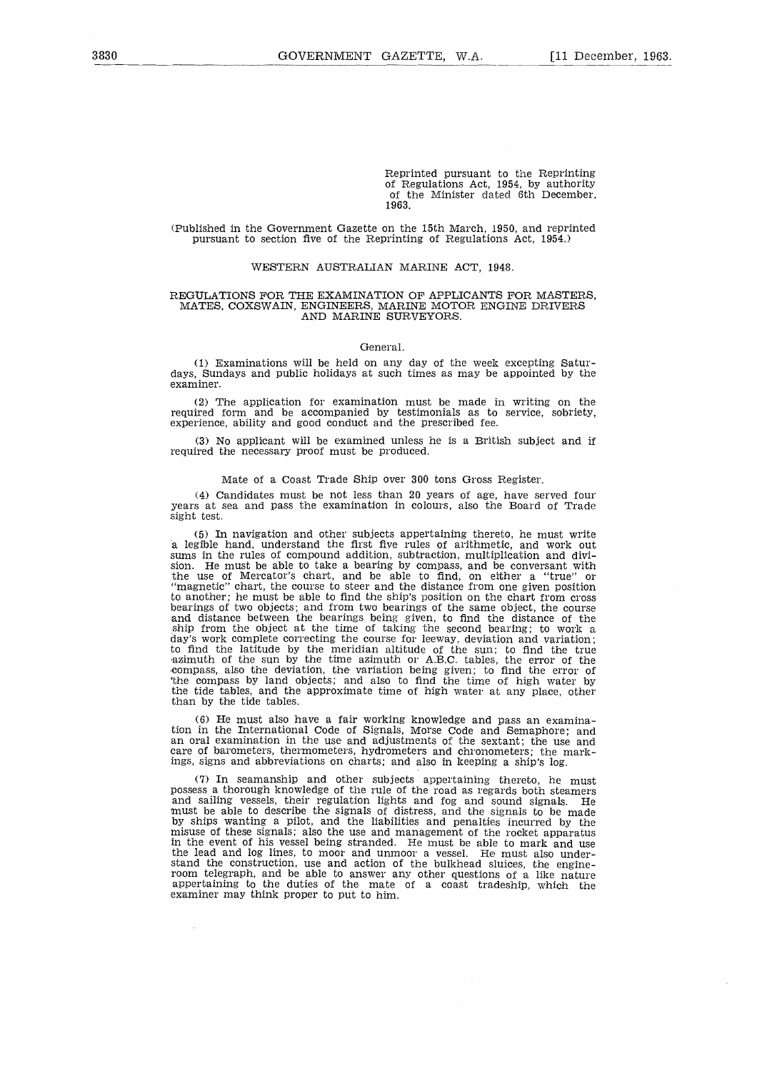Reprinted pursuant to the Reprinting of Regulations Act, 1954, by authority of the Minister dated 6th December, 1963.

(Published in the Government Gazette on the 15th March, 1950, and reprinted pursuant to section five of the Reprinting of Regulations Act, 1954.)

## WESTERN AUSTRALIAN MARINE ACT, 1948.

## REGULATIONS FOR THE EXAMINATION OF APPLICANTS FOR MASTERS, MATES, COXSWAIN, ENGINEERS, MARINE MOTOR ENGINE DRIVERS AND MARINE SURVEYORS.

### General.

(1) Examinations will be held on any day of the week excepting Saturdays, Sundays and public holidays at such times as may be appointed by the examiner.

(2) The application for examination must be made in writing on the required form and be accompanied by testimonials as to service, sobriety, experience, ability and good conduct and the prescribed fee.

(3) No applicant will be examined unless he is a British subject and if required the necessary proof must be produced.

### Mate of a Coast Trade Ship over 300 tons Gross Register.

(4) Candidates must be not less than 20 years of age, have served four years at sea and pass the examination in colours, also the Board of Trade sight test.

(5) In navigation and other subjects appertaining thereto, he must write a legible hand, understand the first five rules of arithmetic, and work out sums in the rules of compound addition, subtraction, multiplication and division. He must be able to take a bearing by compass, and be conversant with the use of Mercator's chart, and be able to find, on either a "true" or "magnetic" chart, the course to steer and the distance from one given position to another; he must be able to find the ship's position on the chart from cross bearings of two objects; and from two bearings of the same object, the course and distance between the bearings being given, to find the distance of the ship from the object at the time of taking the second bearing; to work a day's work complete correcting the course for leeway, deviation and variation; to find the latitude by the meridian altitude of the sun; to find the true azimuth of the sun by the time azimuth or A.B.C. tables, the error of the compass, also the deviation, the variation being given; to find the error of the compass by land objects; and also to find the time of high water by the tide tables, and the approximate time of high water at any place, other than by the tide tables.

(6) He must also have a fair working knowledge and pass an examination in the International Code of Signals, Morse Code and Semaphore; and an oral examination in the use and adjustments of the sextant; the use and care of barometers, thermometers, hydrometers and chronometers; the markings, signs and abbreviations on charts; and also in keeping a ship's log.

(7) In seamanship and other subjects appertaining thereto, he must possess a thorough knowledge of the rule of the road as regards both steamers and sailing vessels, their regulation lights and fog and sound signals. He must be able to describe the signals of distress, and the signals to be made by ships wanting a pilot, and the liabilities and penalties incurred by the misuse of these signals; also the use and management of the rocket apparatus in the event of his vessel being stranded. He must be able to mark and use the lead and log lines, to moor and unmoor a vessel. He must also understand the construction, use and action of the bulkhead sluices, the engine-room telegraph, and be able to answer any other questions of a like nature appertaining to the duties of the mate of a coast tradeship, which the examiner may think proper to put to him.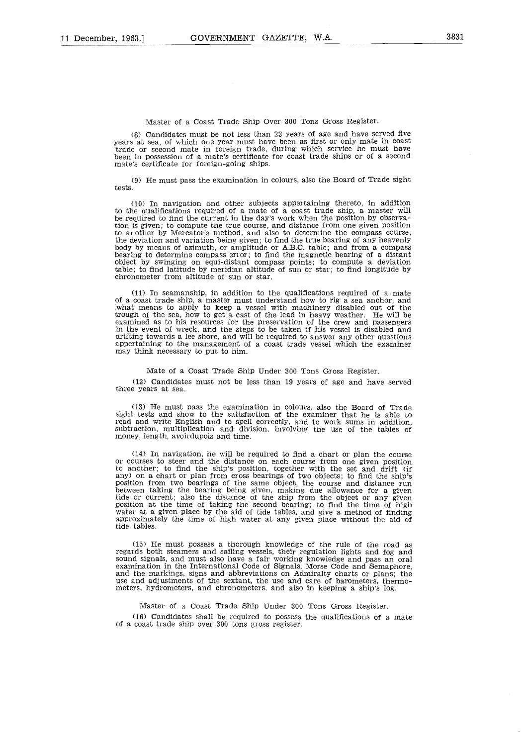### Master of a Coast Trade Ship Over 300 Tons Gross Register.

(8) Candidates must be not less than 23 years of age and have served five years at sea, of which one year must have been as first or only mate in coast trade or second mate in foreign trade, during which service he must have been in possession of a mate's certificate for coast trade ships or of a second mate's certificate for foreign-going ships.

(9) He must pass the examination in colours, also the Board of Trade sight tests.

(10) In navigation and other subjects appertaining thereto, in addition to the qualifications required of a mate of a coast trade ship, a master will be required to find the current in the day's work when the position by observation is given; to compute the true course, and distance from one given position to another by Mercator's method, and also to determine the compass course, the deviation and variation being given; to find the true bearing of any heavenly body by means of azimuth, or amplitude or A.B.C. table; and from a compass bearing to determine compass error; to find the magnetic bearing of a distant object by swinging on equi-distant compass points; to compute a deviation table; to find latitude by meridian altitude of sun or star; to find longitude by chronometer from altitude of sun or star.

(11) In seamanship, in addition to the qualifications required of a mate of a coast trade ship, a master must understand how to rig a sea anchor, and what means to apply to keep a vessel with machinery disabled out of the trough of the sea, how to get a cast of the lead in heavy weather. He will be examined as to his resources for the preservation of the crew and passengers in the event of wreck, and the steps to be taken if his vessel is disabled and drifting towards a lee shore, and will be required to answer any other questions appertaining to the management of a coast trade vessel which the examiner may think necessary to put to him.

### Mate of a Coast Trade Ship Under 300 Tons Gross Register.

(12) Candidates must not be less than 19 years of age and have served three years at sea.

(13) He must pass the examination in colours, also the Board of Trade sight tests and show to the satisfaction of the examiner that he is able to read and write English and to spell correctly, and to work sums in addition, subtraction, multiplication and division, involving the use of the tables of money, length, avoirdupois and time.

(14) In navigation, he will be required to find a chart or plan the course or courses to steer and the distance on each course from one given position to another; to find the ship's position, together with the set and drift (if any) on a chart or plan from cross bearings of two objects; to find the ship's position from two bearings of the same object, the course and distance run between taking the bearing being given, making due allowance for a given tide or current; also the distance of the ship from the object or any given position at the time of taking the second bearing; to find the time of high water at a given place by the aid of tide tables, and give a method of finding approximately the time of high water at any given place without the aid of tide tables.

(15) He must possess a thorough knowledge of the rule of the road as regards both steamers and sailing vessels, their regulation lights and fog and sound signals, and must also have a fair working knowledge and pass an oral examination in the International Code of Signals, Morse Code and Semaphore, and the markings, signs and abbreviations on Admiralty charts or plans; the use and adjustments of the sextant, the use and care of barometers, thermometers, hydrometers, and chronometers, and also in keeping a ship's log.

### Master of a Coast Trade Ship Under 300 Tons Gross Register.

(16) Candidates shall be required to possess the qualifications of a mate of a coast trade ship over 300 tons gross register.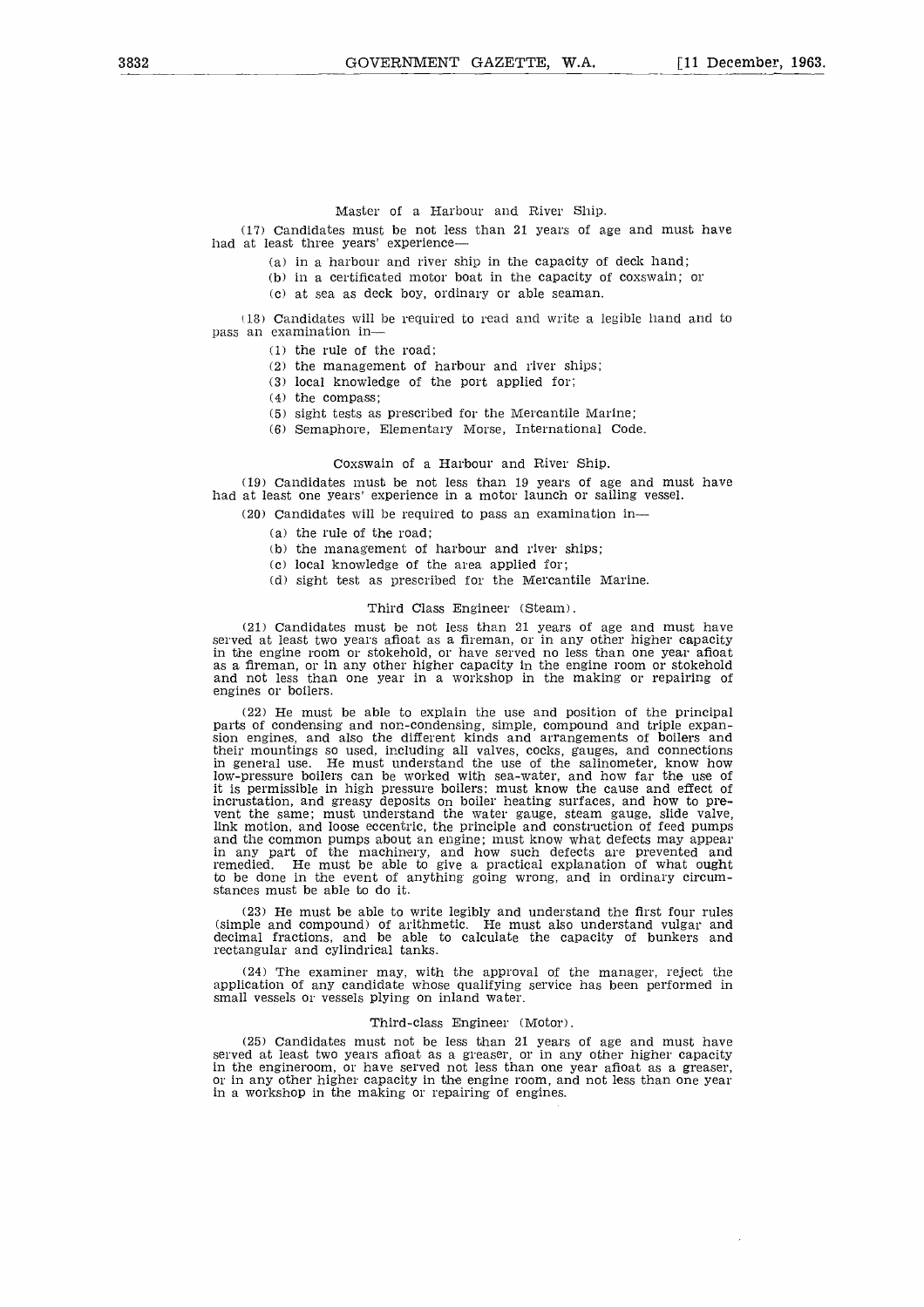### Master of a Harbour and River Ship.

(17) Candidates must be not less than 21 years of age and must have had at least three years' experience—

(a) in a harbour and river ship in the capacity of deck hand;

(b) in a certificated motor boat in the capacity of coxswain; or

(c) at sea as deck boy, ordinary or able seaman.

(18) Candidates will be required to read and write a legible hand and to pass an examination in—

(1) the rule of the road;

(2) the management of harbour and river ships;

(3) local knowledge of the port applied for;

(4) the compass;

(5) sight tests as prescribed for the Mercantile Marine;

(6) Semaphore, Elementary Morse, International Code.

### Coxswain of a Harbour and River Ship.

(19) Candidates must be not less than 19 years of age and must have had at least one years' experience in a motor launch or sailing vessel.

(20) Candidates will be required to pass an examination in—

(a) the rule of the road;

(b) the management of harbour and river ships;

(c) local knowledge of the area applied for;

(d) sight test as prescribed for the Mercantile Marine.

### Third Class Engineer (Steam).

(21) Candidates must be not less than 21 years of age and must have served at least two years afloat as a fireman, or in any other higher capacity in the engine room or stokehold, or have served no less than one year afloat as a fireman, or in any other higher capacity in the engine room or stokehold and not less than one year in a workshop in the making or repairing of engines or boilers.

(22) He must be able to explain the use and position of the principal parts of condensing and non-condensing, simple, compound and triple expansion engines, and also the different kinds and arrangements of boilers and their mountings so used, including all valves, cocks, gauges, and connections in general use. He must understand the use of the salinometer, know how low-pressure boilers can be worked with sea-water, and how far the use of it is permissible in high pressure boilers: must know the cause and effect of incrustation, and greasy deposits on boiler heating surfaces, and how to prevent the same; must understand the water gauge, steam gauge, slide valve, link motion, and loose eccentric, the principle and construction of feed pumps and the common pumps about an engine; must know what defects may appear in any part of the machinery, and how such defects are prevented and remedied. He must be able to give a practical explanation of what ought to be done in the event of anything going wrong, and in ordinary circumstances must be able to do it.

(23) He must be able to write legibly and understand the first four rules (simple and compound) of arithmetic. He must also understand vulgar and decimal fractions, and be able to calculate the capacity of bunkers and rectangular and cylindrical tanks.

(24) The examiner may, with the approval of the manager, reject the application of any candidate whose qualifying service has been performed in small vessels or vessels plying on inland water.

### Third-class Engineer (Motor).

(25) Candidates must not be less than 21 years of age and must have served at least two years afloat as a greaser, or in any other higher capacity in the engineroom, or have served not less than one year afloat as a greaser, or in any other higher capacity in the engine room, and not less than one year in a workshop in the making or repairing of engines.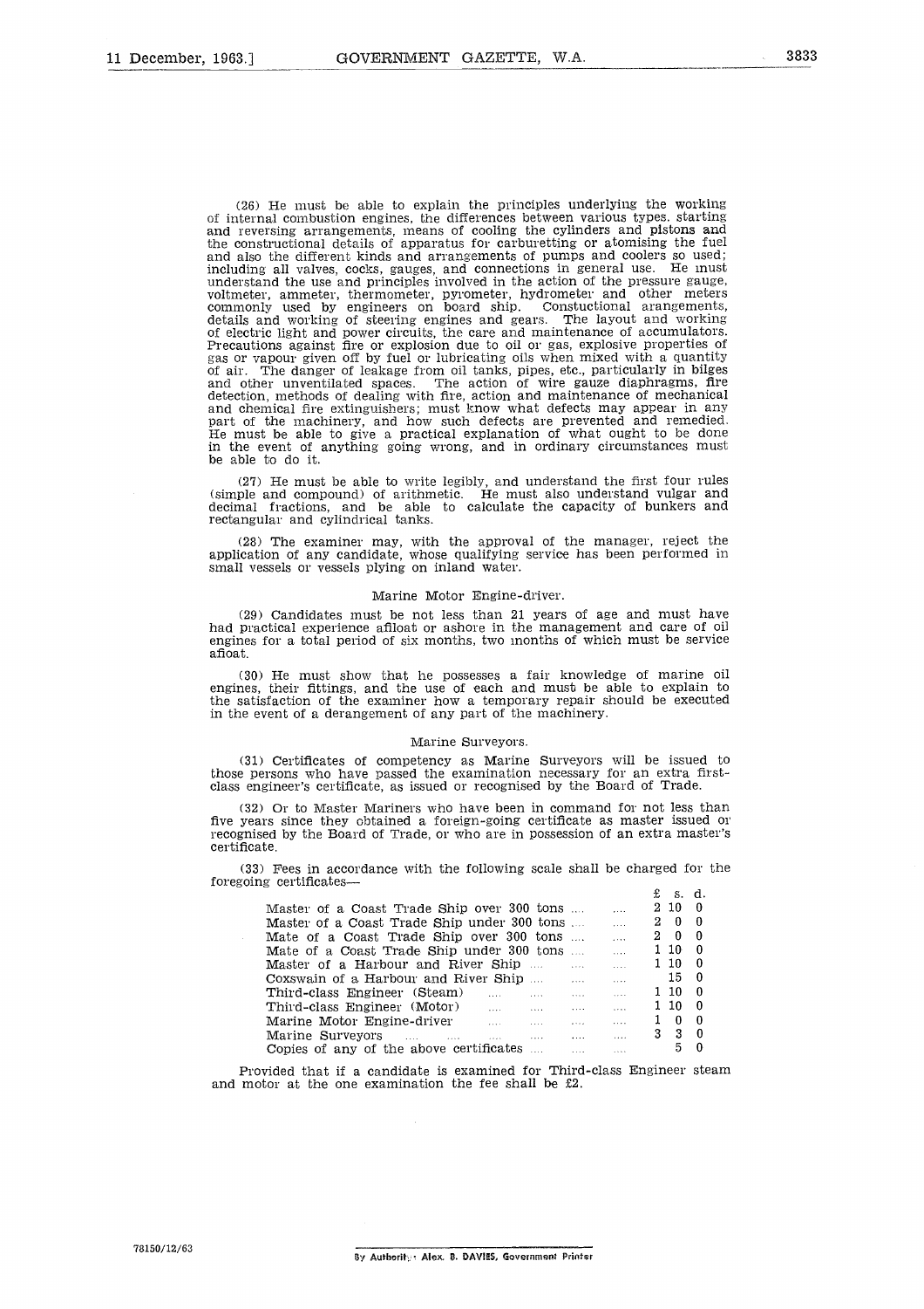(26) He must be able to explain the principles underlying the working of internal combustion engines, the differences between various types. starting and reversing arrangements, means of cooling the cylinders and pistons and the constructional details of apparatus for carburetting or atomising the fuel and also the different kinds and arrangements of pumps and coolers so used; including all valves, cocks, gauges, and connections in general use. He must understand the use and principles involved in the action of the pressure gauge, voltmeter, ammeter, thermometer, pyrometer, hydrometer and other meters commonly used by engineers on board ship. Constuctional arrangements, details and working of steering engines and gears. The layout and working of electric light and power circuits, the care and maintenance of accumulators. Precautions against fire or explosion due to oil or gas, explosive properties of gas or vapour given off by fuel or lubricating oils when mixed with a quantity of air. The danger of leakage from oil tanks, pipes, etc., particularly in bilges and other unventilated spaces. The action of wire gauze diaphragms, fire detection, methods of dealing with fire, action and maintenance of mechanical and chemical fire extinguishers; must know what defects may appear in any part of the machinery, and how such defects are prevented and remedied. He must be able to give a practical explanation of what ought to be done in the event of anything going wrong, and in ordinary circumstances must be able to do it.

(27) He must be able to write legibly, and understand the first four rules (simple and compound) of arithmetic. He must also understand vulgar and decimal fractions, and be able to calculate the capacity of bunkers and rectangular and cylindrical tanks.

(28) The examiner may, with the approval of the manager, reject the application of any candidate, whose qualifying service has been performed in small vessels or vessels plying on inland water.

### Marine Motor Engine-driver.

(29) Candidates must be not less than 21 years of age and must have had practical experience afloat or ashore in the management and care of oil engines for a total period of six months, two months of which must be service afloat.

(30) He must show that he possesses a fair knowledge of marine oil engines, their fittings, and the use of each and must be able to explain to the satisfaction of the examiner how a temporary repair should be executed in the event of a derangement of any part of the machinery.

### Marine Surveyors.

(31) Certificates of competency as Marine Surveyors will be issued to those persons who have passed the examination necessary for an extra first-class engineer's certificate, as issued or recognised by the Board of Trade.

(32) Or to Master Mariners who have been in command for not less than five years since they obtained a foreign-going certificate as master issued or recognised by the Board of Trade, or who are in possession of an extra master's certificate.

(33) Fees in accordance with the following scale shall be charged for the foregoing certificates—

| | £ | s. | d. |
|---|---|---|---|
| Master of a Coast Trade Ship over 300 tons | 2 | 10 | 0 |
| Master of a Coast Trade Ship under 300 tons | 2 | 0 | 0 |
| Mate of a Coast Trade Ship over 300 tons | 2 | 0 | 0 |
| Mate of a Coast Trade Ship under 300 tons | 1 | 10 | 0 |
| Master of a Harbour and River Ship | 1 | 10 | 0 |
| Coxswain of a Harbour and River Ship | | 15 | 0 |
| Third-class Engineer (Steam) | 1 | 10 | 0 |
| Third-class Engineer (Motor) | 1 | 10 | 0 |
| Marine Motor Engine-driver | 1 | 0 | 0 |
| Marine Surveyors | 3 | 3 | 0 |
| Copies of any of the above certificates | | 5 | 0 |

Provided that if a candidate is examined for Third-class Engineer steam and motor at the one examination the fee shall be £2.

78150/12/63

By Authority: Alex. B. DAVIES, Government Printer